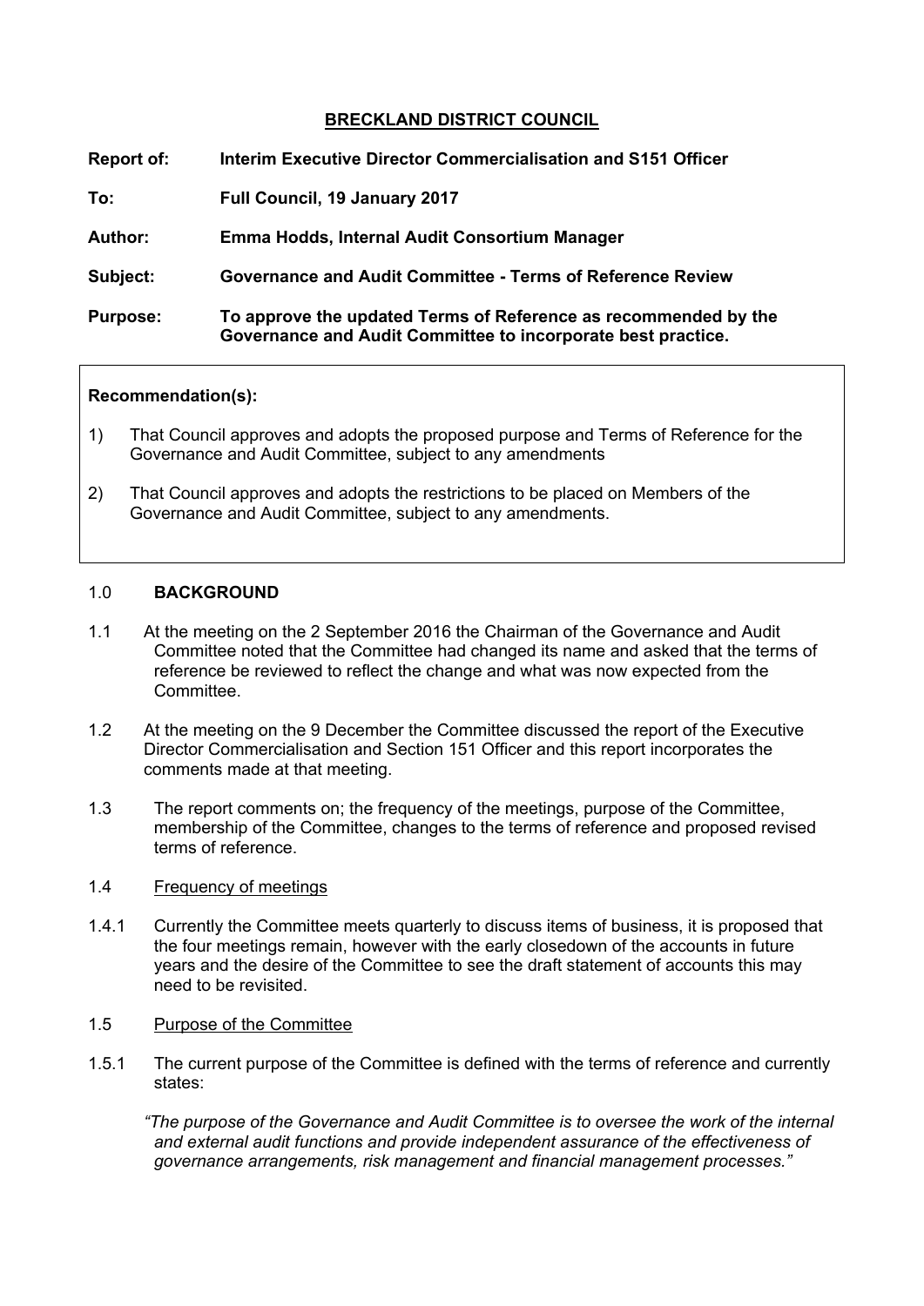# BRECKLAND DISTRICT COUNCIL

**Report of:** **Interim Executive Director Commercialisation and S151 Officer**

**To:** **Full Council, 19 January 2017**

**Author:** **Emma Hodds, Internal Audit Consortium Manager**

**Subject:** **Governance and Audit Committee - Terms of Reference Review**

**Purpose:** **To approve the updated Terms of Reference as recommended by the Governance and Audit Committee to incorporate best practice.**

**Recommendation(s):**

1) That Council approves and adopts the proposed purpose and Terms of Reference for the Governance and Audit Committee, subject to any amendments

2) That Council approves and adopts the restrictions to be placed on Members of the Governance and Audit Committee, subject to any amendments.

## 1.0 BACKGROUND

1.1 At the meeting on the 2 September 2016 the Chairman of the Governance and Audit Committee noted that the Committee had changed its name and asked that the terms of reference be reviewed to reflect the change and what was now expected from the Committee.

1.2 At the meeting on the 9 December the Committee discussed the report of the Executive Director Commercialisation and Section 151 Officer and this report incorporates the comments made at that meeting.

1.3 The report comments on; the frequency of the meetings, purpose of the Committee, membership of the Committee, changes to the terms of reference and proposed revised terms of reference.

1.4 Frequency of meetings

1.4.1 Currently the Committee meets quarterly to discuss items of business, it is proposed that the four meetings remain, however with the early closedown of the accounts in future years and the desire of the Committee to see the draft statement of accounts this may need to be revisited.

1.5 Purpose of the Committee

1.5.1 The current purpose of the Committee is defined with the terms of reference and currently states:

*"The purpose of the Governance and Audit Committee is to oversee the work of the internal and external audit functions and provide independent assurance of the effectiveness of governance arrangements, risk management and financial management processes."*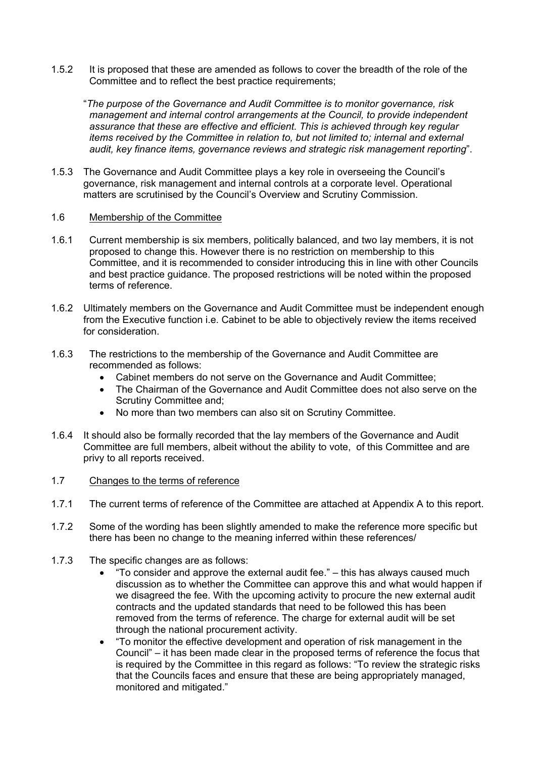1.5.2 It is proposed that these are amended as follows to cover the breadth of the role of the Committee and to reflect the best practice requirements;

"*The purpose of the Governance and Audit Committee is to monitor governance, risk management and internal control arrangements at the Council, to provide independent assurance that these are effective and efficient. This is achieved through key regular items received by the Committee in relation to, but not limited to; internal and external audit, key finance items, governance reviews and strategic risk management reporting*".

1.5.3 The Governance and Audit Committee plays a key role in overseeing the Council's governance, risk management and internal controls at a corporate level. Operational matters are scrutinised by the Council's Overview and Scrutiny Commission.

1.6 <u>Membership of the Committee</u>

1.6.1 Current membership is six members, politically balanced, and two lay members, it is not proposed to change this. However there is no restriction on membership to this Committee, and it is recommended to consider introducing this in line with other Councils and best practice guidance. The proposed restrictions will be noted within the proposed terms of reference.

1.6.2 Ultimately members on the Governance and Audit Committee must be independent enough from the Executive function i.e. Cabinet to be able to objectively review the items received for consideration.

1.6.3 The restrictions to the membership of the Governance and Audit Committee are recommended as follows:

- Cabinet members do not serve on the Governance and Audit Committee;
- The Chairman of the Governance and Audit Committee does not also serve on the Scrutiny Committee and;
- No more than two members can also sit on Scrutiny Committee.

1.6.4 It should also be formally recorded that the lay members of the Governance and Audit Committee are full members, albeit without the ability to vote, of this Committee and are privy to all reports received.

1.7 <u>Changes to the terms of reference</u>

1.7.1 The current terms of reference of the Committee are attached at Appendix A to this report.

1.7.2 Some of the wording has been slightly amended to make the reference more specific but there has been no change to the meaning inferred within these references/

1.7.3 The specific changes are as follows:

- "To consider and approve the external audit fee." – this has always caused much discussion as to whether the Committee can approve this and what would happen if we disagreed the fee. With the upcoming activity to procure the new external audit contracts and the updated standards that need to be followed this has been removed from the terms of reference. The charge for external audit will be set through the national procurement activity.
- "To monitor the effective development and operation of risk management in the Council" – it has been made clear in the proposed terms of reference the focus that is required by the Committee in this regard as follows: "To review the strategic risks that the Councils faces and ensure that these are being appropriately managed, monitored and mitigated."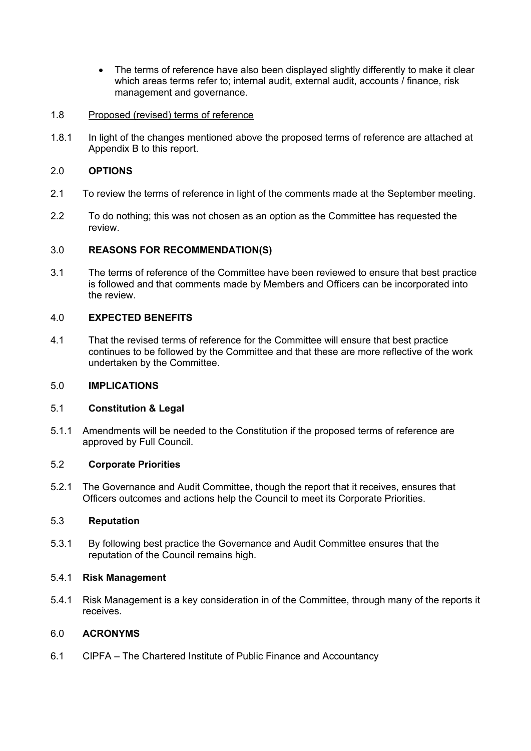- The terms of reference have also been displayed slightly differently to make it clear which areas terms refer to; internal audit, external audit, accounts / finance, risk management and governance.

1.8 Proposed (revised) terms of reference

1.8.1 In light of the changes mentioned above the proposed terms of reference are attached at Appendix B to this report.

## 2.0 OPTIONS

2.1 To review the terms of reference in light of the comments made at the September meeting.

2.2 To do nothing; this was not chosen as an option as the Committee has requested the review.

## 3.0 REASONS FOR RECOMMENDATION(S)

3.1 The terms of reference of the Committee have been reviewed to ensure that best practice is followed and that comments made by Members and Officers can be incorporated into the review.

## 4.0 EXPECTED BENEFITS

4.1 That the revised terms of reference for the Committee will ensure that best practice continues to be followed by the Committee and that these are more reflective of the work undertaken by the Committee.

## 5.0 IMPLICATIONS

### 5.1 Constitution & Legal

5.1.1 Amendments will be needed to the Constitution if the proposed terms of reference are approved by Full Council.

### 5.2 Corporate Priorities

5.2.1 The Governance and Audit Committee, though the report that it receives, ensures that Officers outcomes and actions help the Council to meet its Corporate Priorities.

### 5.3 Reputation

5.3.1 By following best practice the Governance and Audit Committee ensures that the reputation of the Council remains high.

### 5.4.1 Risk Management

5.4.1 Risk Management is a key consideration in of the Committee, through many of the reports it receives.

## 6.0 ACRONYMS

6.1 CIPFA – The Chartered Institute of Public Finance and Accountancy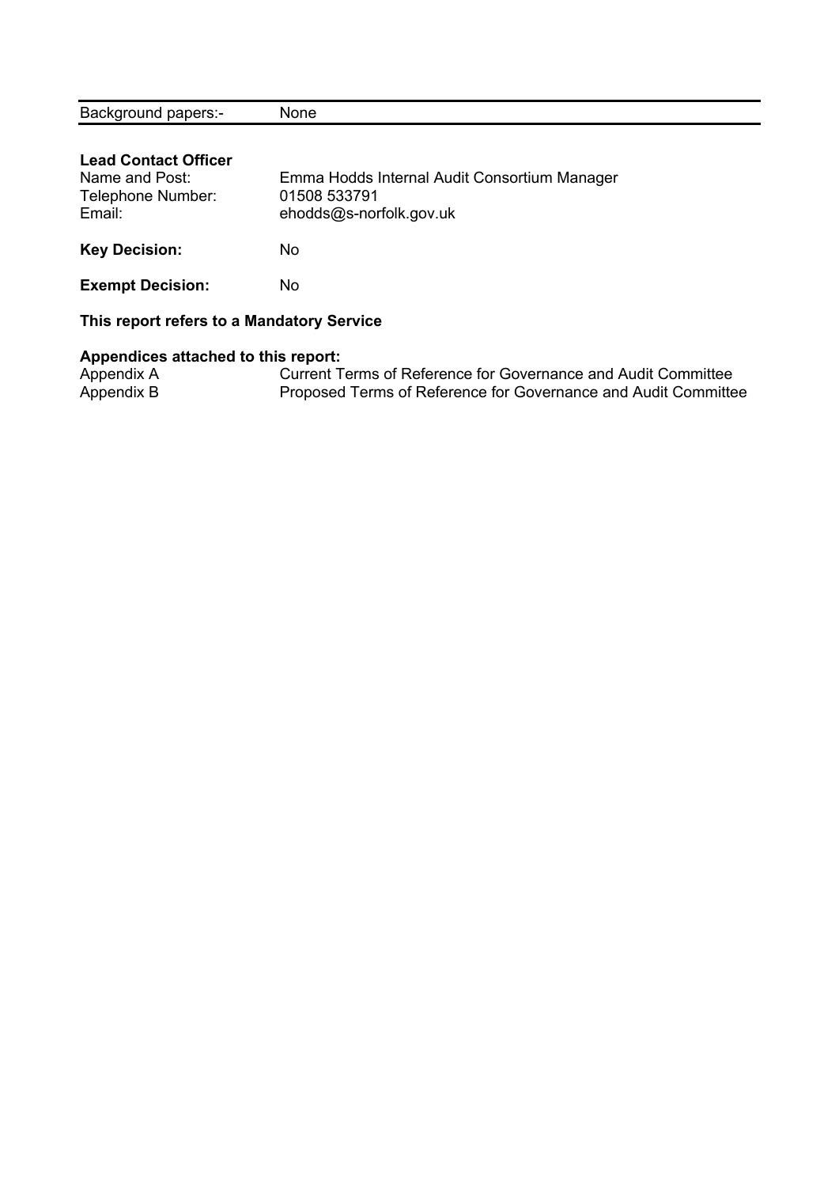| Background papers:- | None |
|---|---|

**Lead Contact Officer**

| | |
|---|---|
| Name and Post: | Emma Hodds Internal Audit Consortium Manager |
| Telephone Number: | 01508 533791 |
| Email: | ehodds@s-norfolk.gov.uk |

**Key Decision:** No

**Exempt Decision:** No

**This report refers to a Mandatory Service**

**Appendices attached to this report:**

| | |
|---|---|
| Appendix A | Current Terms of Reference for Governance and Audit Committee |
| Appendix B | Proposed Terms of Reference for Governance and Audit Committee |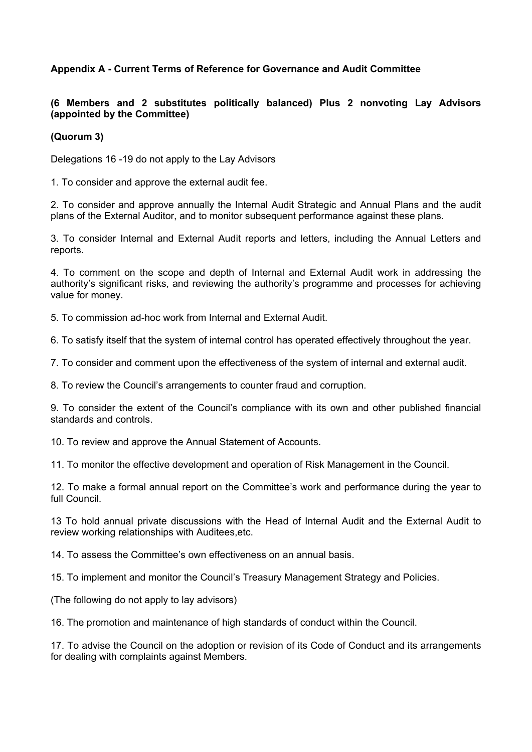**Appendix A - Current Terms of Reference for Governance and Audit Committee**

**(6 Members and 2 substitutes politically balanced) Plus 2 nonvoting Lay Advisors (appointed by the Committee)**

**(Quorum 3)**

Delegations 16 -19 do not apply to the Lay Advisors

1. To consider and approve the external audit fee.

2. To consider and approve annually the Internal Audit Strategic and Annual Plans and the audit plans of the External Auditor, and to monitor subsequent performance against these plans.

3. To consider Internal and External Audit reports and letters, including the Annual Letters and reports.

4. To comment on the scope and depth of Internal and External Audit work in addressing the authority's significant risks, and reviewing the authority's programme and processes for achieving value for money.

5. To commission ad-hoc work from Internal and External Audit.

6. To satisfy itself that the system of internal control has operated effectively throughout the year.

7. To consider and comment upon the effectiveness of the system of internal and external audit.

8. To review the Council's arrangements to counter fraud and corruption.

9. To consider the extent of the Council's compliance with its own and other published financial standards and controls.

10. To review and approve the Annual Statement of Accounts.

11. To monitor the effective development and operation of Risk Management in the Council.

12. To make a formal annual report on the Committee's work and performance during the year to full Council.

13 To hold annual private discussions with the Head of Internal Audit and the External Audit to review working relationships with Auditees,etc.

14. To assess the Committee's own effectiveness on an annual basis.

15. To implement and monitor the Council's Treasury Management Strategy and Policies.

(The following do not apply to lay advisors)

16. The promotion and maintenance of high standards of conduct within the Council.

17. To advise the Council on the adoption or revision of its Code of Conduct and its arrangements for dealing with complaints against Members.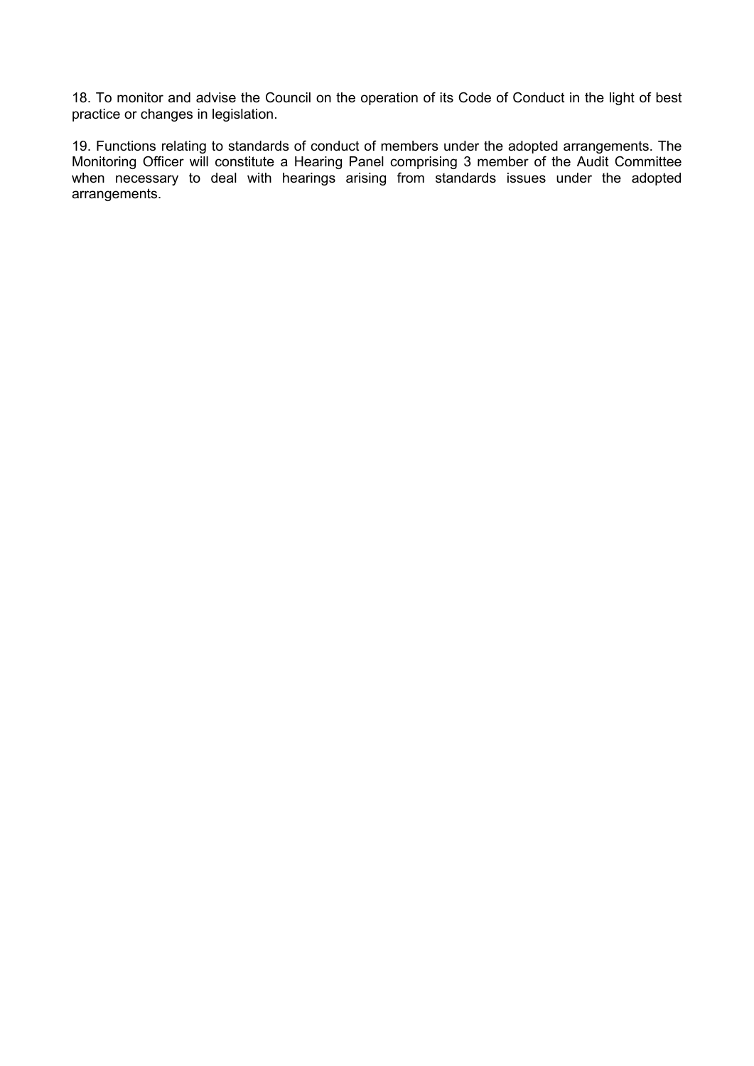18. To monitor and advise the Council on the operation of its Code of Conduct in the light of best practice or changes in legislation.

19. Functions relating to standards of conduct of members under the adopted arrangements. The Monitoring Officer will constitute a Hearing Panel comprising 3 member of the Audit Committee when necessary to deal with hearings arising from standards issues under the adopted arrangements.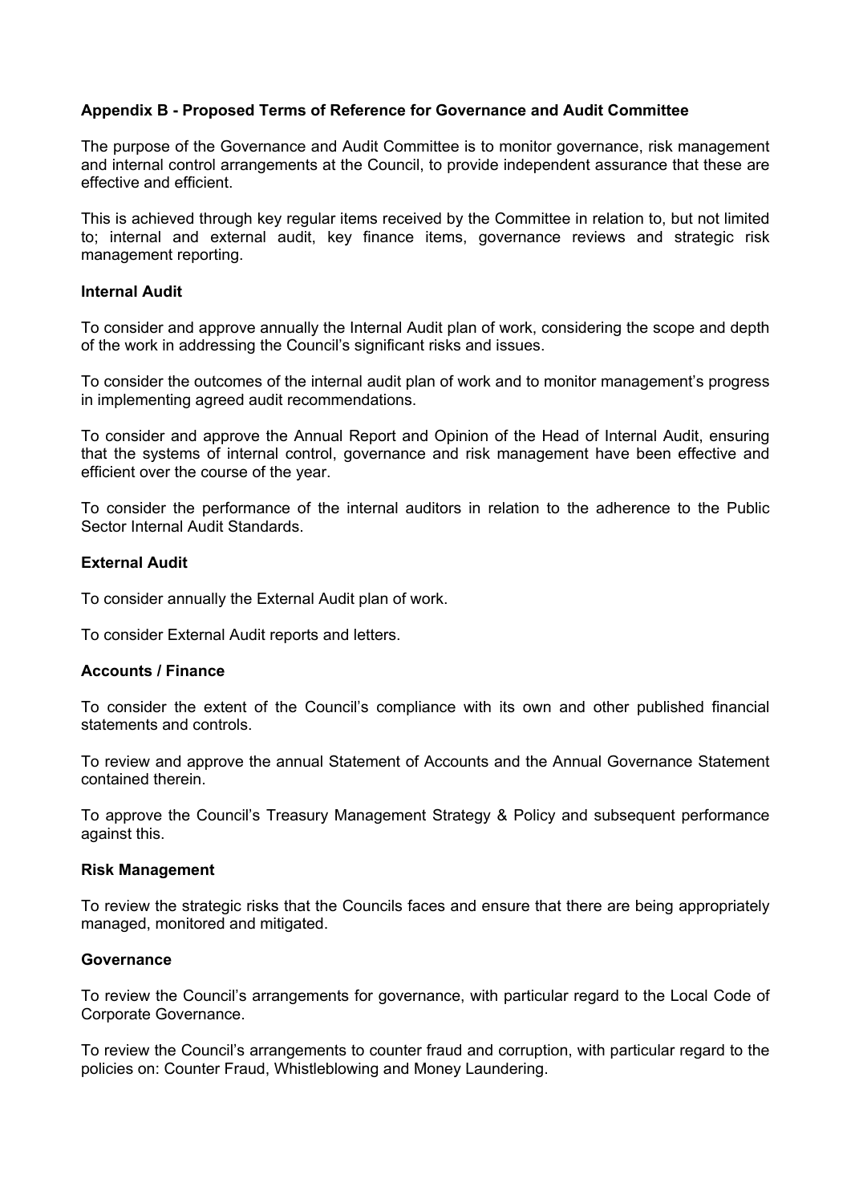**Appendix B - Proposed Terms of Reference for Governance and Audit Committee**

The purpose of the Governance and Audit Committee is to monitor governance, risk management and internal control arrangements at the Council, to provide independent assurance that these are effective and efficient.

This is achieved through key regular items received by the Committee in relation to, but not limited to; internal and external audit, key finance items, governance reviews and strategic risk management reporting.

**Internal Audit**

To consider and approve annually the Internal Audit plan of work, considering the scope and depth of the work in addressing the Council's significant risks and issues.

To consider the outcomes of the internal audit plan of work and to monitor management's progress in implementing agreed audit recommendations.

To consider and approve the Annual Report and Opinion of the Head of Internal Audit, ensuring that the systems of internal control, governance and risk management have been effective and efficient over the course of the year.

To consider the performance of the internal auditors in relation to the adherence to the Public Sector Internal Audit Standards.

**External Audit**

To consider annually the External Audit plan of work.

To consider External Audit reports and letters.

**Accounts / Finance**

To consider the extent of the Council's compliance with its own and other published financial statements and controls.

To review and approve the annual Statement of Accounts and the Annual Governance Statement contained therein.

To approve the Council's Treasury Management Strategy & Policy and subsequent performance against this.

**Risk Management**

To review the strategic risks that the Councils faces and ensure that there are being appropriately managed, monitored and mitigated.

**Governance**

To review the Council's arrangements for governance, with particular regard to the Local Code of Corporate Governance.

To review the Council's arrangements to counter fraud and corruption, with particular regard to the policies on: Counter Fraud, Whistleblowing and Money Laundering.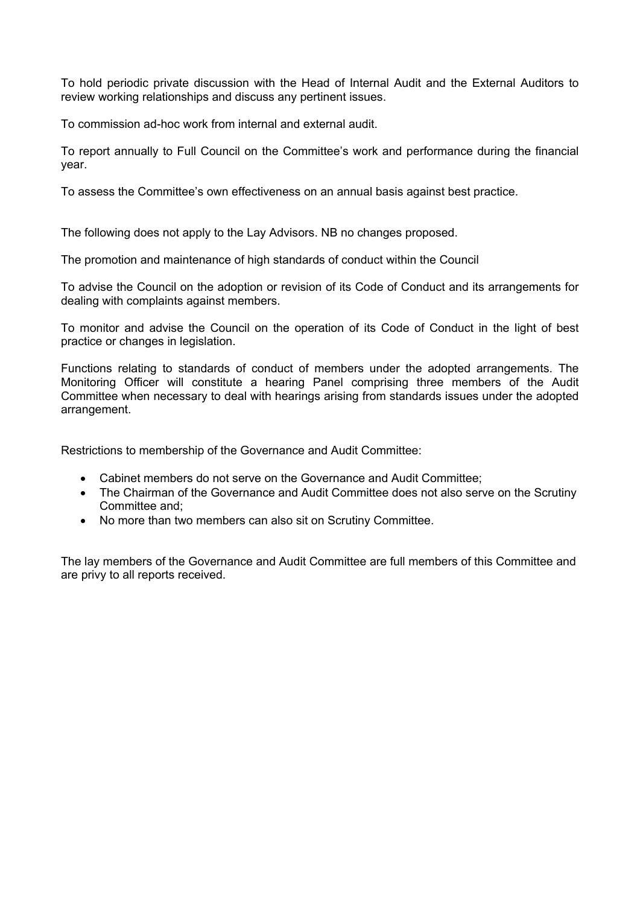To hold periodic private discussion with the Head of Internal Audit and the External Auditors to review working relationships and discuss any pertinent issues.

To commission ad-hoc work from internal and external audit.

To report annually to Full Council on the Committee's work and performance during the financial year.

To assess the Committee's own effectiveness on an annual basis against best practice.

The following does not apply to the Lay Advisors. NB no changes proposed.

The promotion and maintenance of high standards of conduct within the Council

To advise the Council on the adoption or revision of its Code of Conduct and its arrangements for dealing with complaints against members.

To monitor and advise the Council on the operation of its Code of Conduct in the light of best practice or changes in legislation.

Functions relating to standards of conduct of members under the adopted arrangements. The Monitoring Officer will constitute a hearing Panel comprising three members of the Audit Committee when necessary to deal with hearings arising from standards issues under the adopted arrangement.

Restrictions to membership of the Governance and Audit Committee:

- Cabinet members do not serve on the Governance and Audit Committee;
- The Chairman of the Governance and Audit Committee does not also serve on the Scrutiny Committee and;
- No more than two members can also sit on Scrutiny Committee.

The lay members of the Governance and Audit Committee are full members of this Committee and are privy to all reports received.